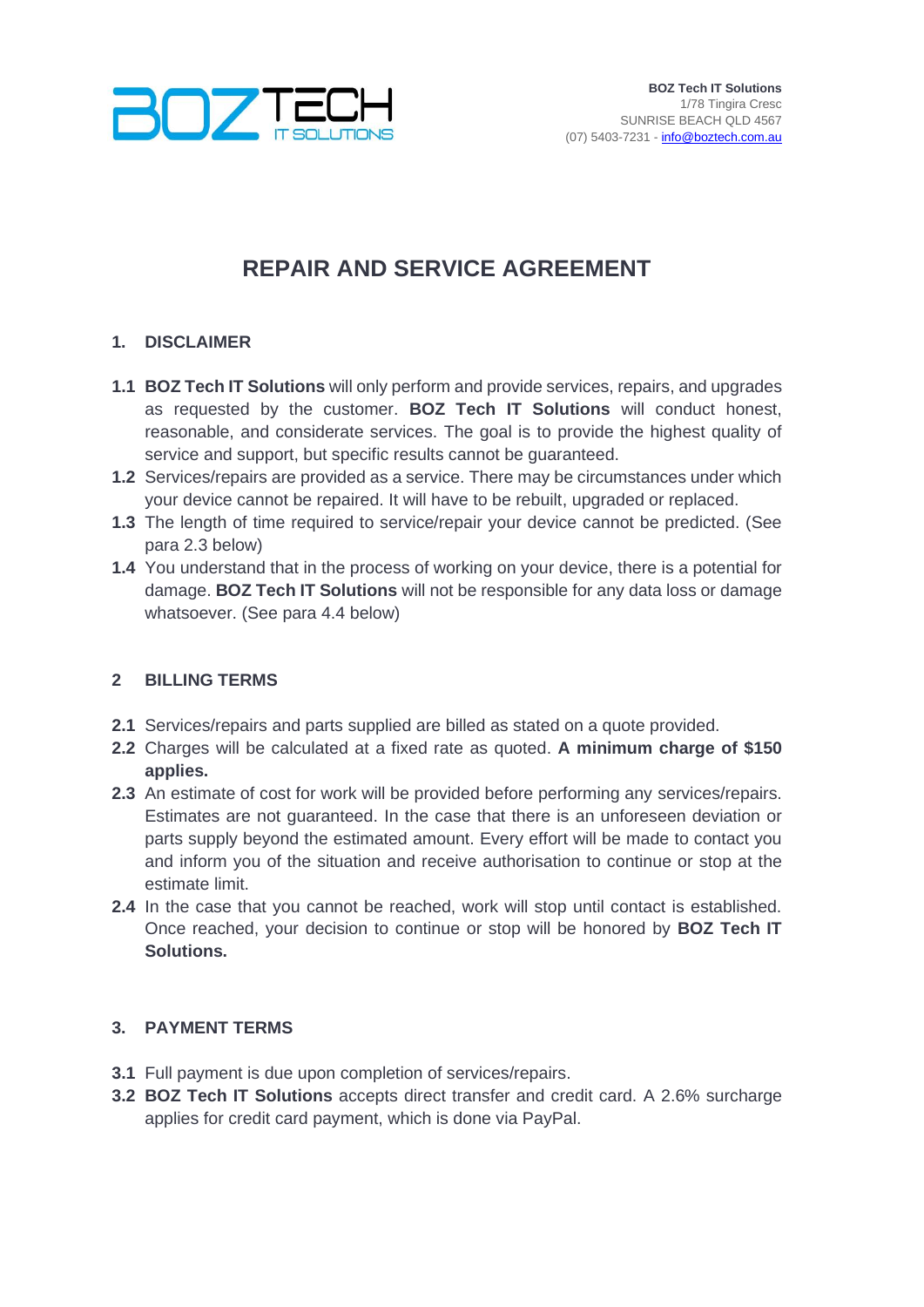**BOZ Tech IT Solutions**
1/78 Tingira Cresc
SUNRISE BEACH QLD 4567
(07) 5403-7231 - info@boztech.com.au

# REPAIR AND SERVICE AGREEMENT

## 1. DISCLAIMER

**1.1** **BOZ Tech IT Solutions** will only perform and provide services, repairs, and upgrades as requested by the customer. **BOZ Tech IT Solutions** will conduct honest, reasonable, and considerate services. The goal is to provide the highest quality of service and support, but specific results cannot be guaranteed.

**1.2** Services/repairs are provided as a service. There may be circumstances under which your device cannot be repaired. It will have to be rebuilt, upgraded or replaced.

**1.3** The length of time required to service/repair your device cannot be predicted. (See para 2.3 below)

**1.4** You understand that in the process of working on your device, there is a potential for damage. **BOZ Tech IT Solutions** will not be responsible for any data loss or damage whatsoever. (See para 4.4 below)

## 2 BILLING TERMS

**2.1** Services/repairs and parts supplied are billed as stated on a quote provided.

**2.2** Charges will be calculated at a fixed rate as quoted. **A minimum charge of $150 applies.**

**2.3** An estimate of cost for work will be provided before performing any services/repairs. Estimates are not guaranteed. In the case that there is an unforeseen deviation or parts supply beyond the estimated amount. Every effort will be made to contact you and inform you of the situation and receive authorisation to continue or stop at the estimate limit.

**2.4** In the case that you cannot be reached, work will stop until contact is established. Once reached, your decision to continue or stop will be honored by **BOZ Tech IT Solutions.**

## 3. PAYMENT TERMS

**3.1** Full payment is due upon completion of services/repairs.

**3.2** **BOZ Tech IT Solutions** accepts direct transfer and credit card. A 2.6% surcharge applies for credit card payment, which is done via PayPal.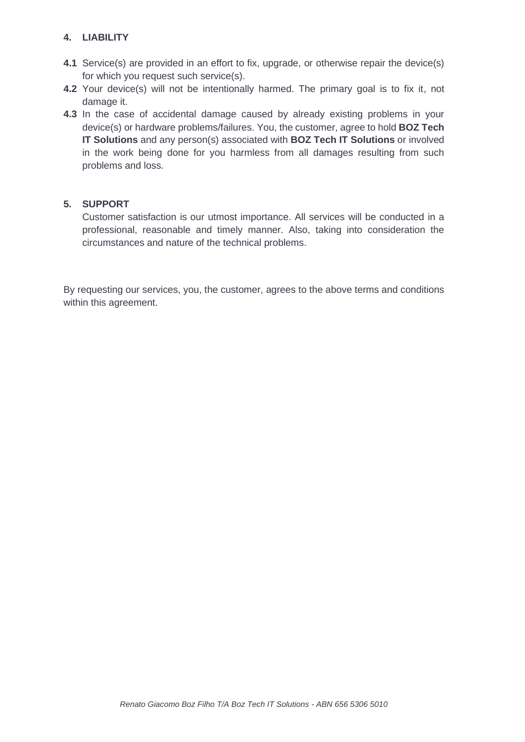## 4. LIABILITY

**4.1** Service(s) are provided in an effort to fix, upgrade, or otherwise repair the device(s) for which you request such service(s).

**4.2** Your device(s) will not be intentionally harmed. The primary goal is to fix it, not damage it.

**4.3** In the case of accidental damage caused by already existing problems in your device(s) or hardware problems/failures. You, the customer, agree to hold **BOZ Tech IT Solutions** and any person(s) associated with **BOZ Tech IT Solutions** or involved in the work being done for you harmless from all damages resulting from such problems and loss.

## 5. SUPPORT

Customer satisfaction is our utmost importance. All services will be conducted in a professional, reasonable and timely manner. Also, taking into consideration the circumstances and nature of the technical problems.

By requesting our services, you, the customer, agrees to the above terms and conditions within this agreement.

*Renato Giacomo Boz Filho T/A Boz Tech IT Solutions - ABN 656 5306 5010*